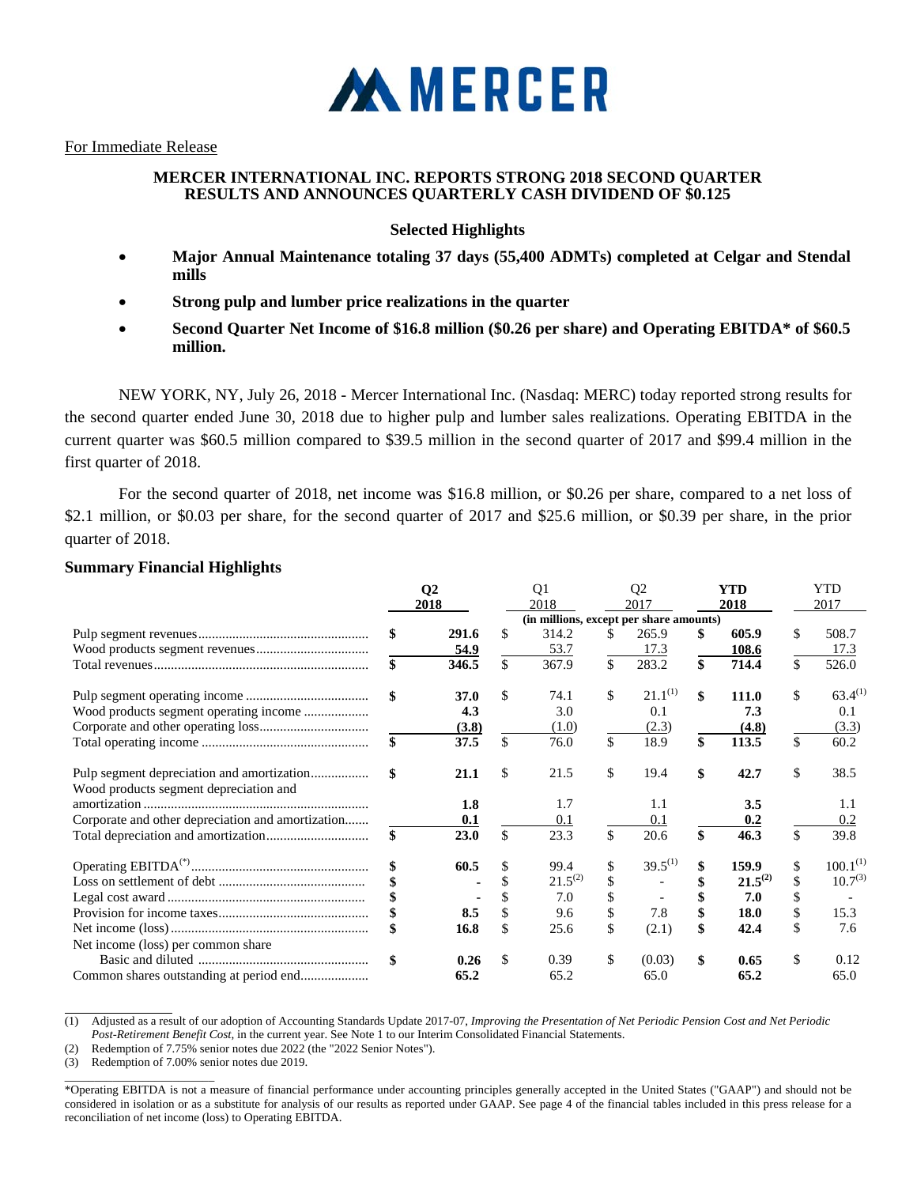MERCER

For Immediate Release

## MERCER INTERNATIONAL INC. REPORTS STRONG 2018 SECOND QUARTER RESULTS AND ANNOUNCES QUARTERLY CASH DIVIDEND OF $0.125

### Selected Highlights

- **Major Annual Maintenance totaling 37 days (55,400 ADMTs) completed at Celgar and Stendal mills**
- **Strong pulp and lumber price realizations in the quarter**
- **Second Quarter Net Income of $16.8 million ($0.26 per share) and Operating EBITDA* of $60.5 million.**

NEW YORK, NY, July 26, 2018 - Mercer International Inc. (Nasdaq: MERC) today reported strong results for the second quarter ended June 30, 2018 due to higher pulp and lumber sales realizations. Operating EBITDA in the current quarter was $60.5 million compared to $39.5 million in the second quarter of 2017 and $99.4 million in the first quarter of 2018.

For the second quarter of 2018, net income was $16.8 million, or $0.26 per share, compared to a net loss of $2.1 million, or $0.03 per share, for the second quarter of 2017 and $25.6 million, or $0.39 per share, in the prior quarter of 2018.

### Summary Financial Highlights

| | **Q2 2018** | Q1 2018 | Q2 2017 | **YTD 2018** | YTD 2017 |
|---|---|---|---|---|---|
| | (in millions, except per share amounts) | | | | |
| Pulp segment revenues | **$ 291.6** | $ 314.2 | $ 265.9 | **$ 605.9** | $ 508.7 |
| Wood products segment revenues | **54.9** | 53.7 | 17.3 | **108.6** | 17.3 |
| Total revenues | **$ 346.5** | $ 367.9 | $ 283.2 | **$ 714.4** | $ 526.0 |
| Pulp segment operating income | **$ 37.0** | $ 74.1 | $ 21.1[(1)] | **$ 111.0** | $ 63.4[(1)] |
| Wood products segment operating income | **4.3** | 3.0 | 0.1 | **7.3** | 0.1 |
| Corporate and other operating loss | **(3.8)** | (1.0) | (2.3) | **(4.8)** | (3.3) |
| Total operating income | **$ 37.5** | $ 76.0 | $ 18.9 | **$ 113.5** | $ 60.2 |
| Pulp segment depreciation and amortization | **$ 21.1** | $ 21.5 | $ 19.4 | **$ 42.7** | $ 38.5 |
| Wood products segment depreciation and amortization | **1.8** | 1.7 | 1.1 | **3.5** | 1.1 |
| Corporate and other depreciation and amortization | **0.1** | 0.1 | 0.1 | **0.2** | 0.2 |
| Total depreciation and amortization | **$ 23.0** | $ 23.3 | $ 20.6 | **$ 46.3** | $ 39.8 |
| Operating EBITDA[(*)] | **$ 60.5** | $ 99.4 | $ 39.5[(1)] | **$ 159.9** | $ 100.1[(1)] |
| Loss on settlement of debt | **$ -** | $ 21.5[(2)] | $ - | **$ 21.5[(2)]** | $ 10.7[(3)] |
| Legal cost award | **$ -** | $ 7.0 | $ - | **$ 7.0** | $ - |
| Provision for income taxes | **$ 8.5** | $ 9.6 | $ 7.8 | **$ 18.0** | $ 15.3 |
| Net income (loss) | **$ 16.8** | $ 25.6 | $ (2.1) | **$ 42.4** | $ 7.6 |
| Net income (loss) per common share Basic and diluted | **$ 0.26** | $ 0.39 | $ (0.03) | **$ 0.65** | $ 0.12 |
| Common shares outstanding at period end | **65.2** | 65.2 | 65.0 | **65.2** | 65.0 |

(1) Adjusted as a result of our adoption of Accounting Standards Update 2017-07, *Improving the Presentation of Net Periodic Pension Cost and Net Periodic Post-Retirement Benefit Cost*, in the current year. See Note 1 to our Interim Consolidated Financial Statements.

(2) Redemption of 7.75% senior notes due 2022 (the "2022 Senior Notes").

(3) Redemption of 7.00% senior notes due 2019.

*Operating EBITDA is not a measure of financial performance under accounting principles generally accepted in the United States ("GAAP") and should not be considered in isolation or as a substitute for analysis of our results as reported under GAAP. See page 4 of the financial tables included in this press release for a reconciliation of net income (loss) to Operating EBITDA.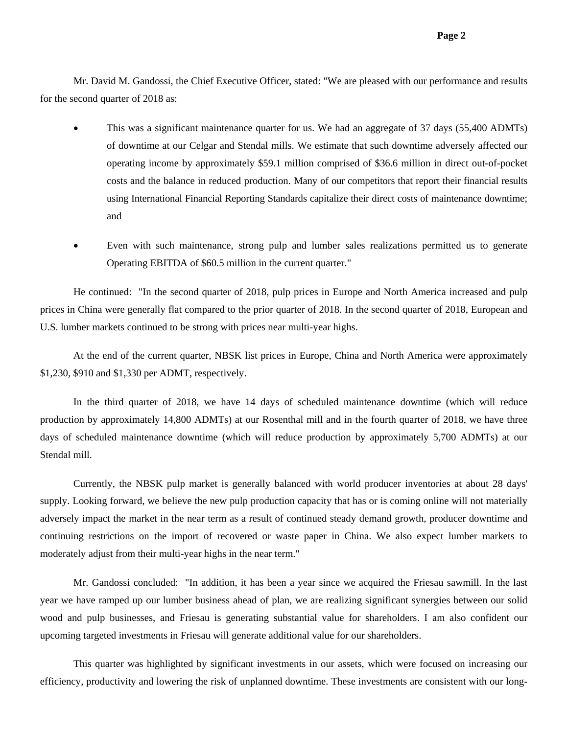Mr. David M. Gandossi, the Chief Executive Officer, stated: "We are pleased with our performance and results for the second quarter of 2018 as:

- This was a significant maintenance quarter for us. We had an aggregate of 37 days (55,400 ADMTs) of downtime at our Celgar and Stendal mills. We estimate that such downtime adversely affected our operating income by approximately $59.1 million comprised of $36.6 million in direct out-of-pocket costs and the balance in reduced production. Many of our competitors that report their financial results using International Financial Reporting Standards capitalize their direct costs of maintenance downtime; and

- Even with such maintenance, strong pulp and lumber sales realizations permitted us to generate Operating EBITDA of $60.5 million in the current quarter."

He continued: "In the second quarter of 2018, pulp prices in Europe and North America increased and pulp prices in China were generally flat compared to the prior quarter of 2018. In the second quarter of 2018, European and U.S. lumber markets continued to be strong with prices near multi-year highs.

At the end of the current quarter, NBSK list prices in Europe, China and North America were approximately $1,230, $910 and $1,330 per ADMT, respectively.

In the third quarter of 2018, we have 14 days of scheduled maintenance downtime (which will reduce production by approximately 14,800 ADMTs) at our Rosenthal mill and in the fourth quarter of 2018, we have three days of scheduled maintenance downtime (which will reduce production by approximately 5,700 ADMTs) at our Stendal mill.

Currently, the NBSK pulp market is generally balanced with world producer inventories at about 28 days' supply. Looking forward, we believe the new pulp production capacity that has or is coming online will not materially adversely impact the market in the near term as a result of continued steady demand growth, producer downtime and continuing restrictions on the import of recovered or waste paper in China. We also expect lumber markets to moderately adjust from their multi-year highs in the near term."

Mr. Gandossi concluded: "In addition, it has been a year since we acquired the Friesau sawmill. In the last year we have ramped up our lumber business ahead of plan, we are realizing significant synergies between our solid wood and pulp businesses, and Friesau is generating substantial value for shareholders. I am also confident our upcoming targeted investments in Friesau will generate additional value for our shareholders.

This quarter was highlighted by significant investments in our assets, which were focused on increasing our efficiency, productivity and lowering the risk of unplanned downtime. These investments are consistent with our long-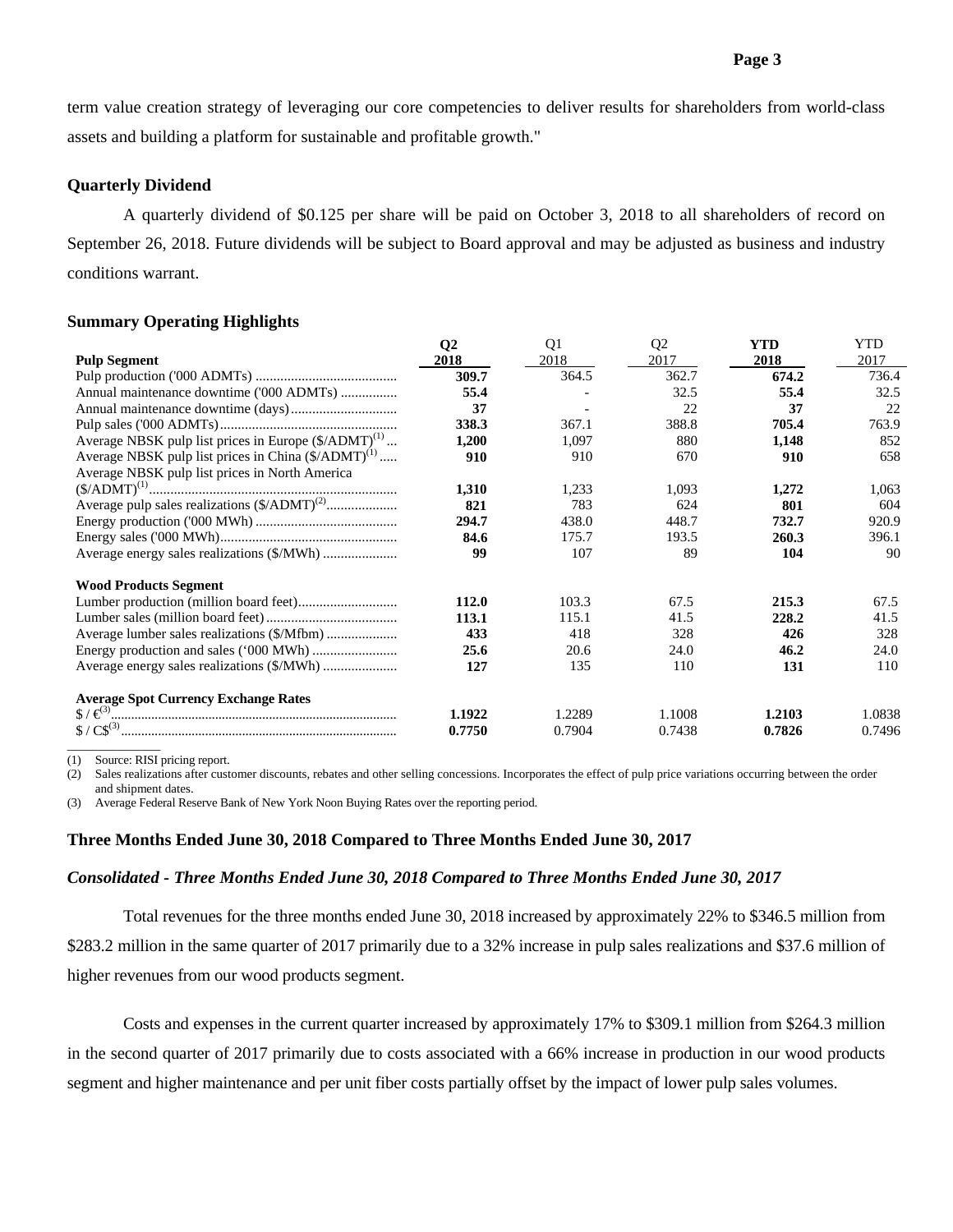term value creation strategy of leveraging our core competencies to deliver results for shareholders from world-class assets and building a platform for sustainable and profitable growth."

### Quarterly Dividend

A quarterly dividend of $0.125 per share will be paid on October 3, 2018 to all shareholders of record on September 26, 2018. Future dividends will be subject to Board approval and may be adjusted as business and industry conditions warrant.

### Summary Operating Highlights

| | **Q2 2018** | Q1 2018 | Q2 2017 | **YTD 2018** | YTD 2017 |
|---|---|---|---|---|---|
| **Pulp Segment** | | | | | |
| Pulp production ('000 ADMTs) | **309.7** | 364.5 | 362.7 | **674.2** | 736.4 |
| Annual maintenance downtime ('000 ADMTs) | **55.4** | - | 32.5 | **55.4** | 32.5 |
| Annual maintenance downtime (days) | **37** | - | 22 | **37** | 22 |
| Pulp sales ('000 ADMTs) | **338.3** | 367.1 | 388.8 | **705.4** | 763.9 |
| Average NBSK pulp list prices in Europe ($/ADMT)[1] | **1,200** | 1,097 | 880 | **1,148** | 852 |
| Average NBSK pulp list prices in China ($/ADMT)[1] | **910** | 910 | 670 | **910** | 658 |
| Average NBSK pulp list prices in North America ($/ADMT)[1] | **1,310** | 1,233 | 1,093 | **1,272** | 1,063 |
| Average pulp sales realizations ($/ADMT)[2] | **821** | 783 | 624 | **801** | 604 |
| Energy production ('000 MWh) | **294.7** | 438.0 | 448.7 | **732.7** | 920.9 |
| Energy sales ('000 MWh) | **84.6** | 175.7 | 193.5 | **260.3** | 396.1 |
| Average energy sales realizations ($/MWh) | **99** | 107 | 89 | **104** | 90 |
| **Wood Products Segment** | | | | | |
| Lumber production (million board feet) | **112.0** | 103.3 | 67.5 | **215.3** | 67.5 |
| Lumber sales (million board feet) | **113.1** | 115.1 | 41.5 | **228.2** | 41.5 |
| Average lumber sales realizations ($/Mfbm) | **433** | 418 | 328 | **426** | 328 |
| Energy production and sales ('000 MWh) | **25.6** | 20.6 | 24.0 | **46.2** | 24.0 |
| Average energy sales realizations ($/MWh) | **127** | 135 | 110 | **131** | 110 |
| **Average Spot Currency Exchange Rates** | | | | | |
| $ / €[3] | **1.1922** | 1.2289 | 1.1008 | **1.2103** | 1.0838 |
| $ / C$[3] | **0.7750** | 0.7904 | 0.7438 | **0.7826** | 0.7496 |

(1) Source: RISI pricing report.
(2) Sales realizations after customer discounts, rebates and other selling concessions. Incorporates the effect of pulp price variations occurring between the order and shipment dates.
(3) Average Federal Reserve Bank of New York Noon Buying Rates over the reporting period.

### Three Months Ended June 30, 2018 Compared to Three Months Ended June 30, 2017

#### *Consolidated - Three Months Ended June 30, 2018 Compared to Three Months Ended June 30, 2017*

Total revenues for the three months ended June 30, 2018 increased by approximately 22% to $346.5 million from $283.2 million in the same quarter of 2017 primarily due to a 32% increase in pulp sales realizations and $37.6 million of higher revenues from our wood products segment.

Costs and expenses in the current quarter increased by approximately 17% to $309.1 million from $264.3 million in the second quarter of 2017 primarily due to costs associated with a 66% increase in production in our wood products segment and higher maintenance and per unit fiber costs partially offset by the impact of lower pulp sales volumes.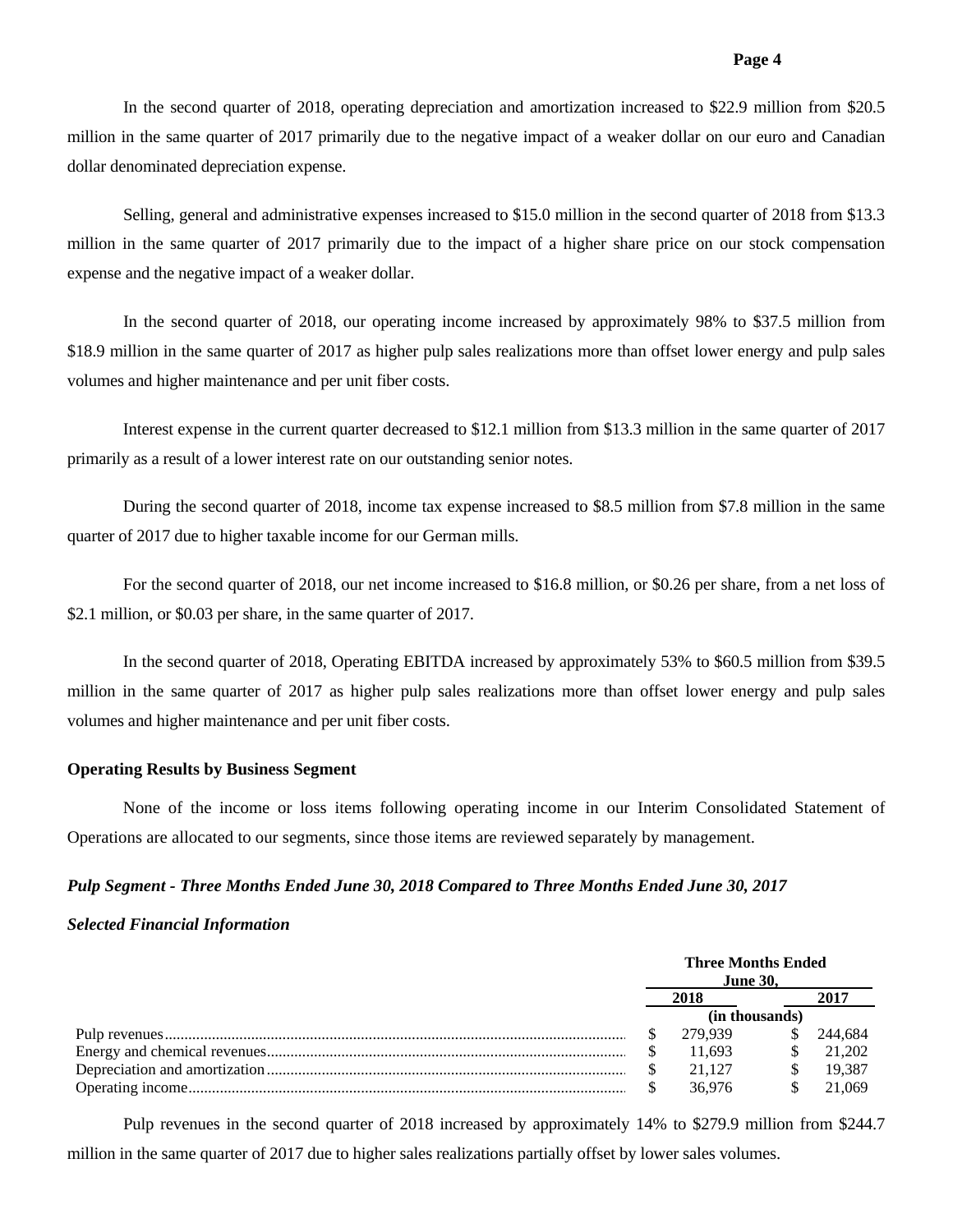In the second quarter of 2018, operating depreciation and amortization increased to $22.9 million from $20.5 million in the same quarter of 2017 primarily due to the negative impact of a weaker dollar on our euro and Canadian dollar denominated depreciation expense.

Selling, general and administrative expenses increased to $15.0 million in the second quarter of 2018 from $13.3 million in the same quarter of 2017 primarily due to the impact of a higher share price on our stock compensation expense and the negative impact of a weaker dollar.

In the second quarter of 2018, our operating income increased by approximately 98% to $37.5 million from $18.9 million in the same quarter of 2017 as higher pulp sales realizations more than offset lower energy and pulp sales volumes and higher maintenance and per unit fiber costs.

Interest expense in the current quarter decreased to $12.1 million from $13.3 million in the same quarter of 2017 primarily as a result of a lower interest rate on our outstanding senior notes.

During the second quarter of 2018, income tax expense increased to $8.5 million from $7.8 million in the same quarter of 2017 due to higher taxable income for our German mills.

For the second quarter of 2018, our net income increased to $16.8 million, or $0.26 per share, from a net loss of $2.1 million, or $0.03 per share, in the same quarter of 2017.

In the second quarter of 2018, Operating EBITDA increased by approximately 53% to $60.5 million from $39.5 million in the same quarter of 2017 as higher pulp sales realizations more than offset lower energy and pulp sales volumes and higher maintenance and per unit fiber costs.

**Operating Results by Business Segment**

None of the income or loss items following operating income in our Interim Consolidated Statement of Operations are allocated to our segments, since those items are reviewed separately by management.

***Pulp Segment - Three Months Ended June 30, 2018 Compared to Three Months Ended June 30, 2017***

***Selected Financial Information***

| | Three Months Ended June 30, | |
|---|---|---|
| | 2018 | 2017 |
| | (in thousands) | |
| Pulp revenues | $ 279,939 | $ 244,684 |
| Energy and chemical revenues | $ 11,693 | $ 21,202 |
| Depreciation and amortization | $ 21,127 | $ 19,387 |
| Operating income | $ 36,976 | $ 21,069 |

Pulp revenues in the second quarter of 2018 increased by approximately 14% to $279.9 million from $244.7 million in the same quarter of 2017 due to higher sales realizations partially offset by lower sales volumes.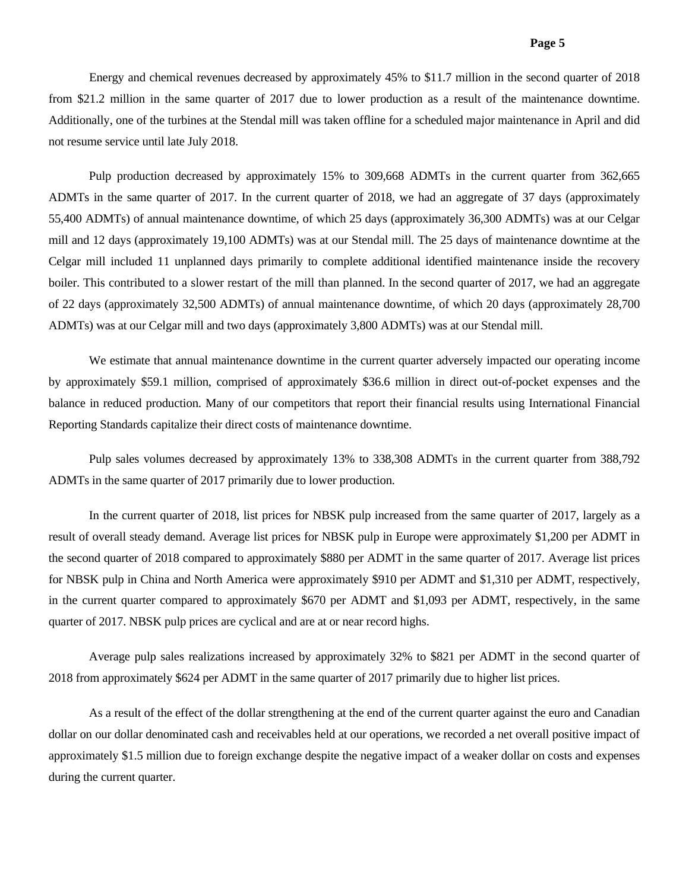Energy and chemical revenues decreased by approximately 45% to $11.7 million in the second quarter of 2018 from $21.2 million in the same quarter of 2017 due to lower production as a result of the maintenance downtime. Additionally, one of the turbines at the Stendal mill was taken offline for a scheduled major maintenance in April and did not resume service until late July 2018.

Pulp production decreased by approximately 15% to 309,668 ADMTs in the current quarter from 362,665 ADMTs in the same quarter of 2017. In the current quarter of 2018, we had an aggregate of 37 days (approximately 55,400 ADMTs) of annual maintenance downtime, of which 25 days (approximately 36,300 ADMTs) was at our Celgar mill and 12 days (approximately 19,100 ADMTs) was at our Stendal mill. The 25 days of maintenance downtime at the Celgar mill included 11 unplanned days primarily to complete additional identified maintenance inside the recovery boiler. This contributed to a slower restart of the mill than planned. In the second quarter of 2017, we had an aggregate of 22 days (approximately 32,500 ADMTs) of annual maintenance downtime, of which 20 days (approximately 28,700 ADMTs) was at our Celgar mill and two days (approximately 3,800 ADMTs) was at our Stendal mill.

We estimate that annual maintenance downtime in the current quarter adversely impacted our operating income by approximately $59.1 million, comprised of approximately $36.6 million in direct out-of-pocket expenses and the balance in reduced production. Many of our competitors that report their financial results using International Financial Reporting Standards capitalize their direct costs of maintenance downtime.

Pulp sales volumes decreased by approximately 13% to 338,308 ADMTs in the current quarter from 388,792 ADMTs in the same quarter of 2017 primarily due to lower production.

In the current quarter of 2018, list prices for NBSK pulp increased from the same quarter of 2017, largely as a result of overall steady demand. Average list prices for NBSK pulp in Europe were approximately $1,200 per ADMT in the second quarter of 2018 compared to approximately $880 per ADMT in the same quarter of 2017. Average list prices for NBSK pulp in China and North America were approximately $910 per ADMT and $1,310 per ADMT, respectively, in the current quarter compared to approximately $670 per ADMT and $1,093 per ADMT, respectively, in the same quarter of 2017. NBSK pulp prices are cyclical and are at or near record highs.

Average pulp sales realizations increased by approximately 32% to $821 per ADMT in the second quarter of 2018 from approximately $624 per ADMT in the same quarter of 2017 primarily due to higher list prices.

As a result of the effect of the dollar strengthening at the end of the current quarter against the euro and Canadian dollar on our dollar denominated cash and receivables held at our operations, we recorded a net overall positive impact of approximately $1.5 million due to foreign exchange despite the negative impact of a weaker dollar on costs and expenses during the current quarter.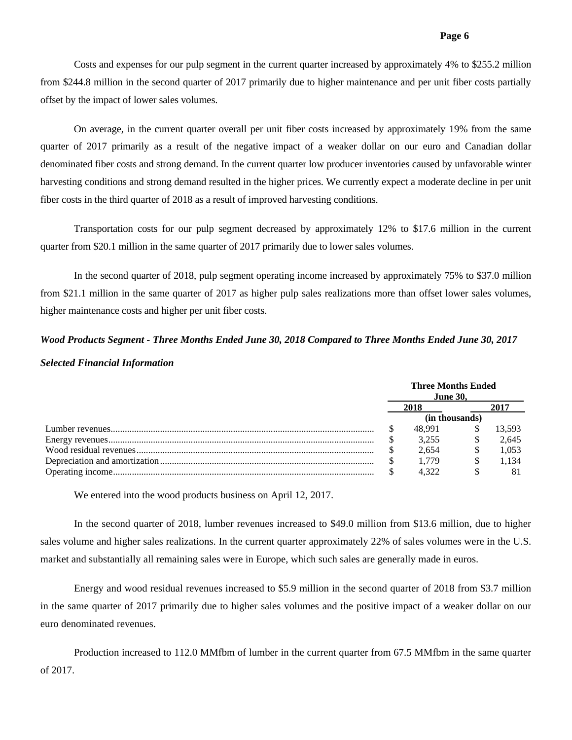Costs and expenses for our pulp segment in the current quarter increased by approximately 4% to $255.2 million from $244.8 million in the second quarter of 2017 primarily due to higher maintenance and per unit fiber costs partially offset by the impact of lower sales volumes.

On average, in the current quarter overall per unit fiber costs increased by approximately 19% from the same quarter of 2017 primarily as a result of the negative impact of a weaker dollar on our euro and Canadian dollar denominated fiber costs and strong demand. In the current quarter low producer inventories caused by unfavorable winter harvesting conditions and strong demand resulted in the higher prices. We currently expect a moderate decline in per unit fiber costs in the third quarter of 2018 as a result of improved harvesting conditions.

Transportation costs for our pulp segment decreased by approximately 12% to $17.6 million in the current quarter from $20.1 million in the same quarter of 2017 primarily due to lower sales volumes.

In the second quarter of 2018, pulp segment operating income increased by approximately 75% to $37.0 million from $21.1 million in the same quarter of 2017 as higher pulp sales realizations more than offset lower sales volumes, higher maintenance costs and higher per unit fiber costs.

***Wood Products Segment - Three Months Ended June 30, 2018 Compared to Three Months Ended June 30, 2017***

***Selected Financial Information***

| | Three Months Ended June 30, | |
|---|---|---|
| | 2018 | 2017 |
| | (in thousands) | |
| Lumber revenues | $ 48,991 | $ 13,593 |
| Energy revenues | $ 3,255 | $ 2,645 |
| Wood residual revenues | $ 2,654 | $ 1,053 |
| Depreciation and amortization | $ 1,779 | $ 1,134 |
| Operating income | $ 4,322 | $ 81 |

We entered into the wood products business on April 12, 2017.

In the second quarter of 2018, lumber revenues increased to $49.0 million from $13.6 million, due to higher sales volume and higher sales realizations. In the current quarter approximately 22% of sales volumes were in the U.S. market and substantially all remaining sales were in Europe, which such sales are generally made in euros.

Energy and wood residual revenues increased to $5.9 million in the second quarter of 2018 from $3.7 million in the same quarter of 2017 primarily due to higher sales volumes and the positive impact of a weaker dollar on our euro denominated revenues.

Production increased to 112.0 MMfbm of lumber in the current quarter from 67.5 MMfbm in the same quarter of 2017.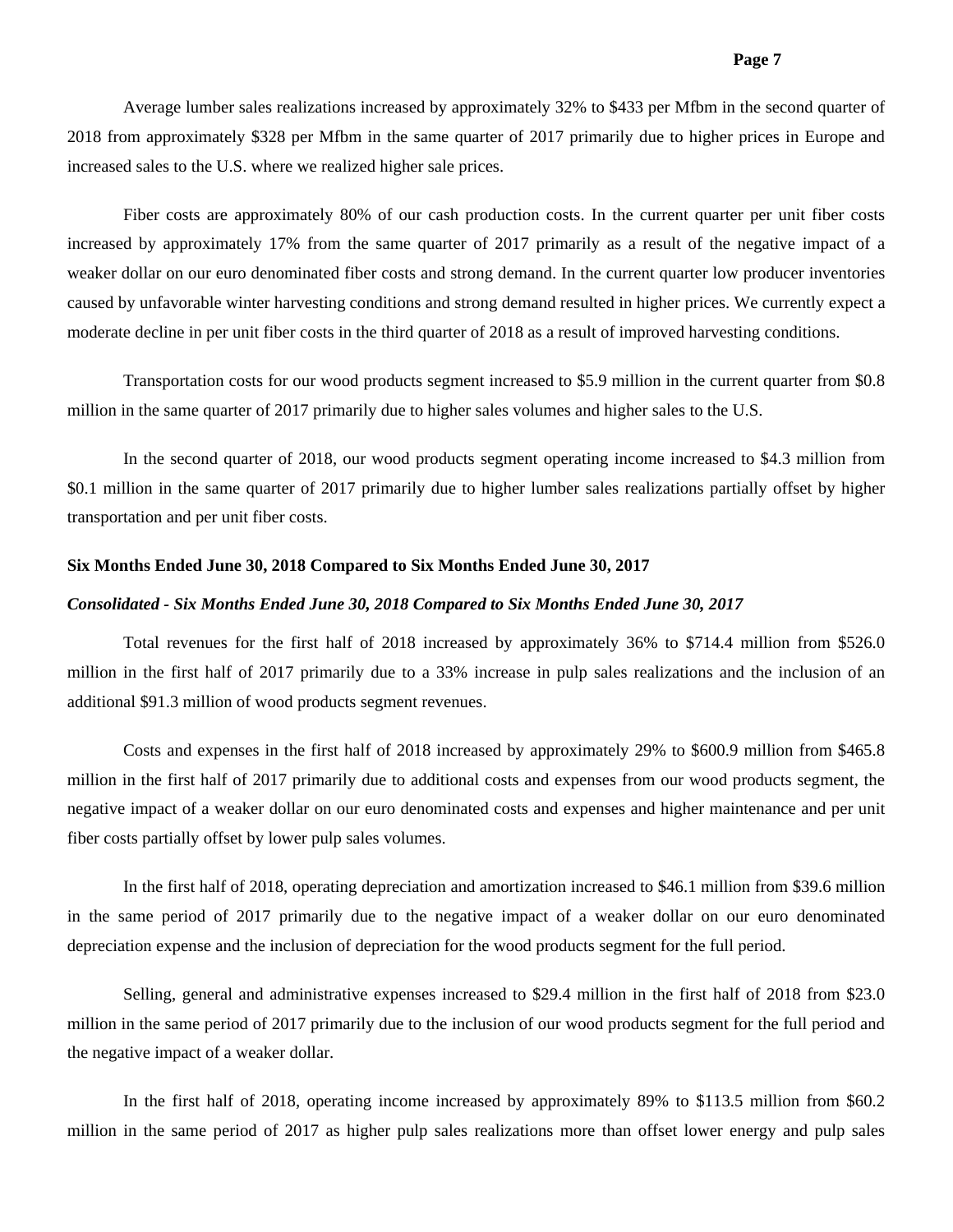Average lumber sales realizations increased by approximately 32% to $433 per Mfbm in the second quarter of 2018 from approximately $328 per Mfbm in the same quarter of 2017 primarily due to higher prices in Europe and increased sales to the U.S. where we realized higher sale prices.

Fiber costs are approximately 80% of our cash production costs. In the current quarter per unit fiber costs increased by approximately 17% from the same quarter of 2017 primarily as a result of the negative impact of a weaker dollar on our euro denominated fiber costs and strong demand. In the current quarter low producer inventories caused by unfavorable winter harvesting conditions and strong demand resulted in higher prices. We currently expect a moderate decline in per unit fiber costs in the third quarter of 2018 as a result of improved harvesting conditions.

Transportation costs for our wood products segment increased to $5.9 million in the current quarter from $0.8 million in the same quarter of 2017 primarily due to higher sales volumes and higher sales to the U.S.

In the second quarter of 2018, our wood products segment operating income increased to $4.3 million from $0.1 million in the same quarter of 2017 primarily due to higher lumber sales realizations partially offset by higher transportation and per unit fiber costs.

**Six Months Ended June 30, 2018 Compared to Six Months Ended June 30, 2017**

***Consolidated - Six Months Ended June 30, 2018 Compared to Six Months Ended June 30, 2017***

Total revenues for the first half of 2018 increased by approximately 36% to $714.4 million from $526.0 million in the first half of 2017 primarily due to a 33% increase in pulp sales realizations and the inclusion of an additional $91.3 million of wood products segment revenues.

Costs and expenses in the first half of 2018 increased by approximately 29% to $600.9 million from $465.8 million in the first half of 2017 primarily due to additional costs and expenses from our wood products segment, the negative impact of a weaker dollar on our euro denominated costs and expenses and higher maintenance and per unit fiber costs partially offset by lower pulp sales volumes.

In the first half of 2018, operating depreciation and amortization increased to $46.1 million from $39.6 million in the same period of 2017 primarily due to the negative impact of a weaker dollar on our euro denominated depreciation expense and the inclusion of depreciation for the wood products segment for the full period.

Selling, general and administrative expenses increased to $29.4 million in the first half of 2018 from $23.0 million in the same period of 2017 primarily due to the inclusion of our wood products segment for the full period and the negative impact of a weaker dollar.

In the first half of 2018, operating income increased by approximately 89% to $113.5 million from $60.2 million in the same period of 2017 as higher pulp sales realizations more than offset lower energy and pulp sales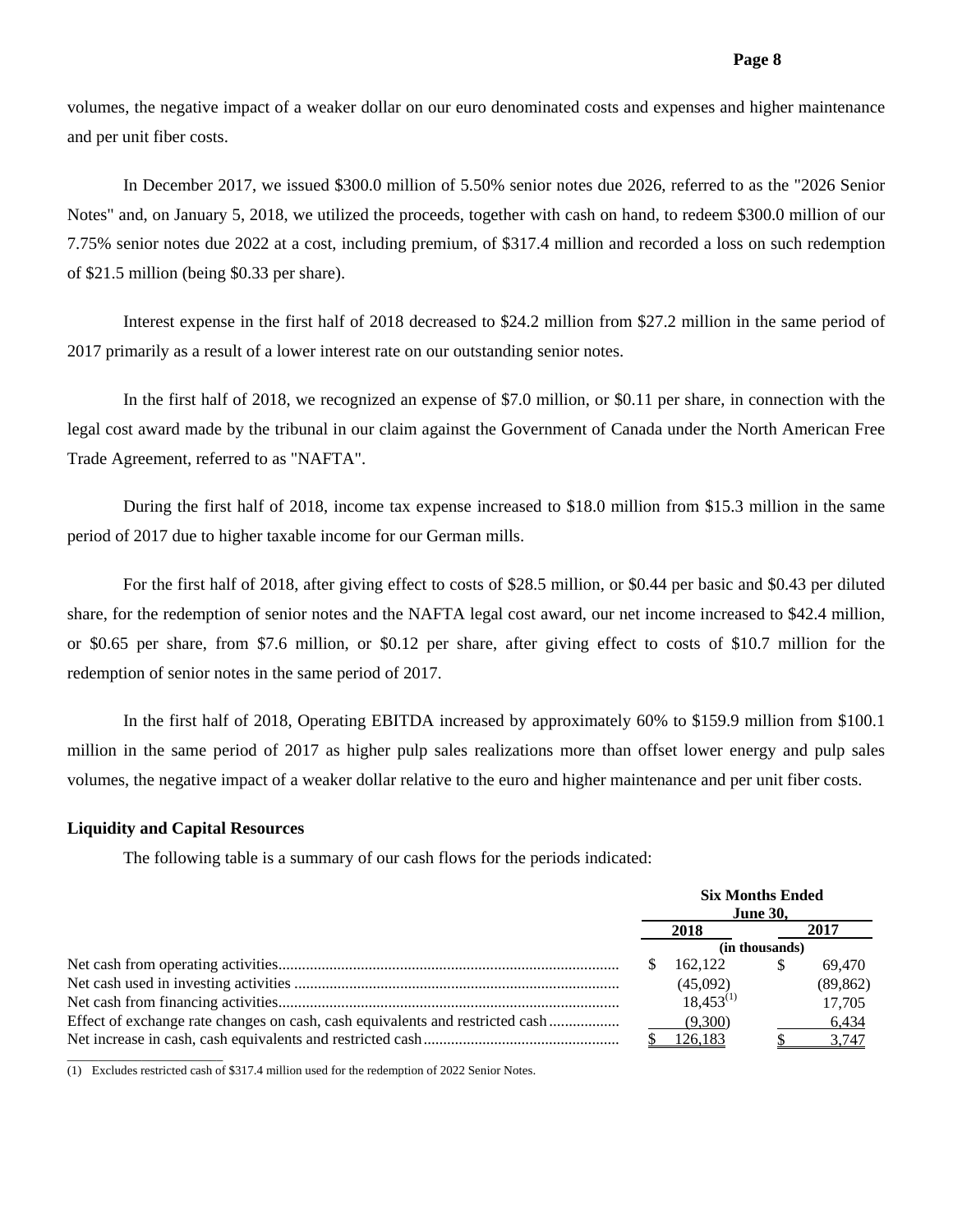volumes, the negative impact of a weaker dollar on our euro denominated costs and expenses and higher maintenance and per unit fiber costs.

In December 2017, we issued $300.0 million of 5.50% senior notes due 2026, referred to as the "2026 Senior Notes" and, on January 5, 2018, we utilized the proceeds, together with cash on hand, to redeem $300.0 million of our 7.75% senior notes due 2022 at a cost, including premium, of $317.4 million and recorded a loss on such redemption of $21.5 million (being $0.33 per share).

Interest expense in the first half of 2018 decreased to $24.2 million from $27.2 million in the same period of 2017 primarily as a result of a lower interest rate on our outstanding senior notes.

In the first half of 2018, we recognized an expense of $7.0 million, or $0.11 per share, in connection with the legal cost award made by the tribunal in our claim against the Government of Canada under the North American Free Trade Agreement, referred to as "NAFTA".

During the first half of 2018, income tax expense increased to $18.0 million from $15.3 million in the same period of 2017 due to higher taxable income for our German mills.

For the first half of 2018, after giving effect to costs of $28.5 million, or $0.44 per basic and $0.43 per diluted share, for the redemption of senior notes and the NAFTA legal cost award, our net income increased to $42.4 million, or $0.65 per share, from $7.6 million, or $0.12 per share, after giving effect to costs of $10.7 million for the redemption of senior notes in the same period of 2017.

In the first half of 2018, Operating EBITDA increased by approximately 60% to $159.9 million from $100.1 million in the same period of 2017 as higher pulp sales realizations more than offset lower energy and pulp sales volumes, the negative impact of a weaker dollar relative to the euro and higher maintenance and per unit fiber costs.

### Liquidity and Capital Resources

The following table is a summary of our cash flows for the periods indicated:

| | Six Months Ended June 30, | |
|---|---|---|
| | 2018 | 2017 |
| | (in thousands) | |
| Net cash from operating activities | $ 162,122 | $ 69,470 |
| Net cash used in investing activities | (45,092) | (89,862) |
| Net cash from financing activities | 18,453[(1)] | 17,705 |
| Effect of exchange rate changes on cash, cash equivalents and restricted cash | (9,300) | 6,434 |
| Net increase in cash, cash equivalents and restricted cash | $ 126,183 | $ 3,747 |

(1) Excludes restricted cash of $317.4 million used for the redemption of 2022 Senior Notes.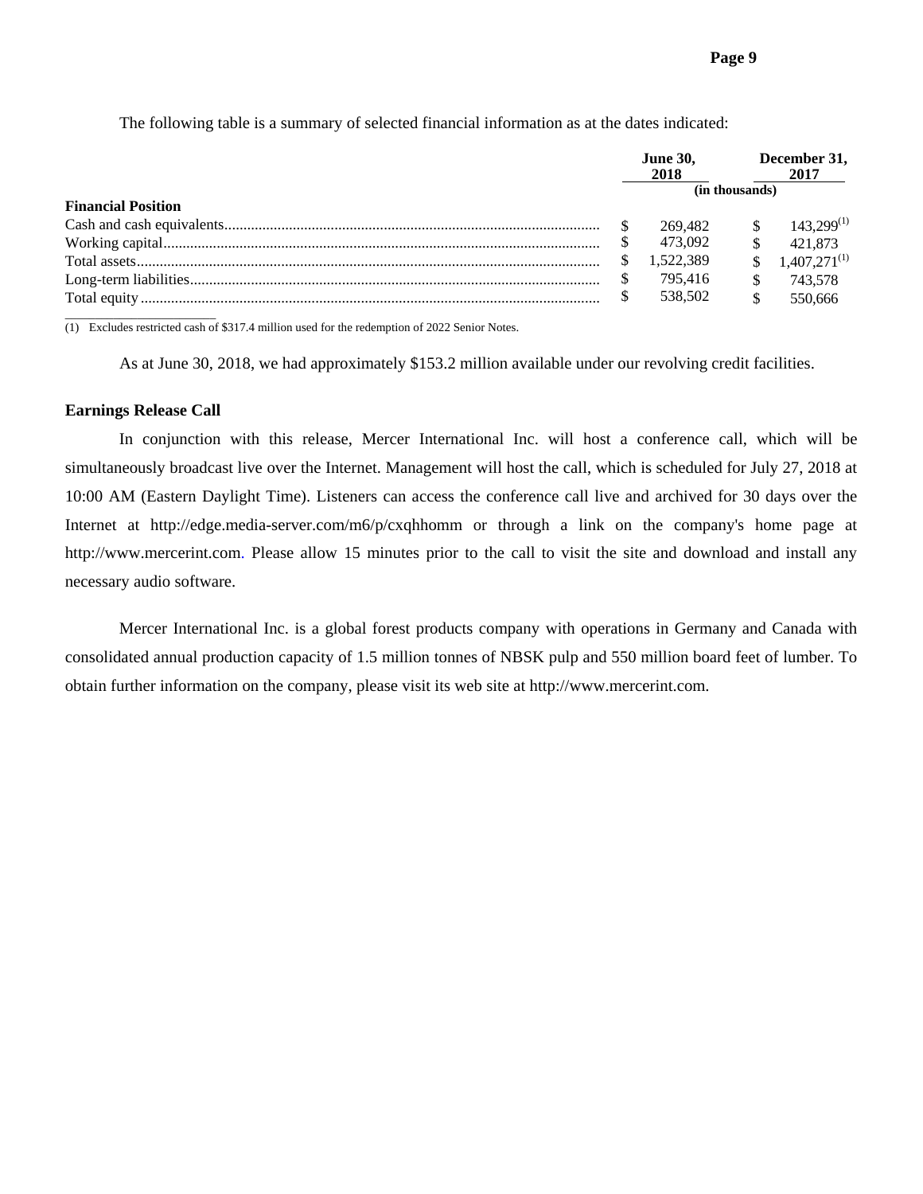The following table is a summary of selected financial information as at the dates indicated:

| | June 30, 2018 | December 31, 2017 |
|---|---|---|
| | (in thousands) | |
| **Financial Position** | | |
| Cash and cash equivalents | $ 269,482 | $ 143,299[(1)] |
| Working capital | $ 473,092 | $ 421,873 |
| Total assets | $ 1,522,389 | $ 1,407,271[(1)] |
| Long-term liabilities | $ 795,416 | $ 743,578 |
| Total equity | $ 538,502 | $ 550,666 |

(1) Excludes restricted cash of $317.4 million used for the redemption of 2022 Senior Notes.

As at June 30, 2018, we had approximately $153.2 million available under our revolving credit facilities.

**Earnings Release Call**

In conjunction with this release, Mercer International Inc. will host a conference call, which will be simultaneously broadcast live over the Internet. Management will host the call, which is scheduled for July 27, 2018 at 10:00 AM (Eastern Daylight Time). Listeners can access the conference call live and archived for 30 days over the Internet at http://edge.media-server.com/m6/p/cxqhhomm or through a link on the company's home page at http://www.mercerint.com. Please allow 15 minutes prior to the call to visit the site and download and install any necessary audio software.

Mercer International Inc. is a global forest products company with operations in Germany and Canada with consolidated annual production capacity of 1.5 million tonnes of NBSK pulp and 550 million board feet of lumber. To obtain further information on the company, please visit its web site at http://www.mercerint.com.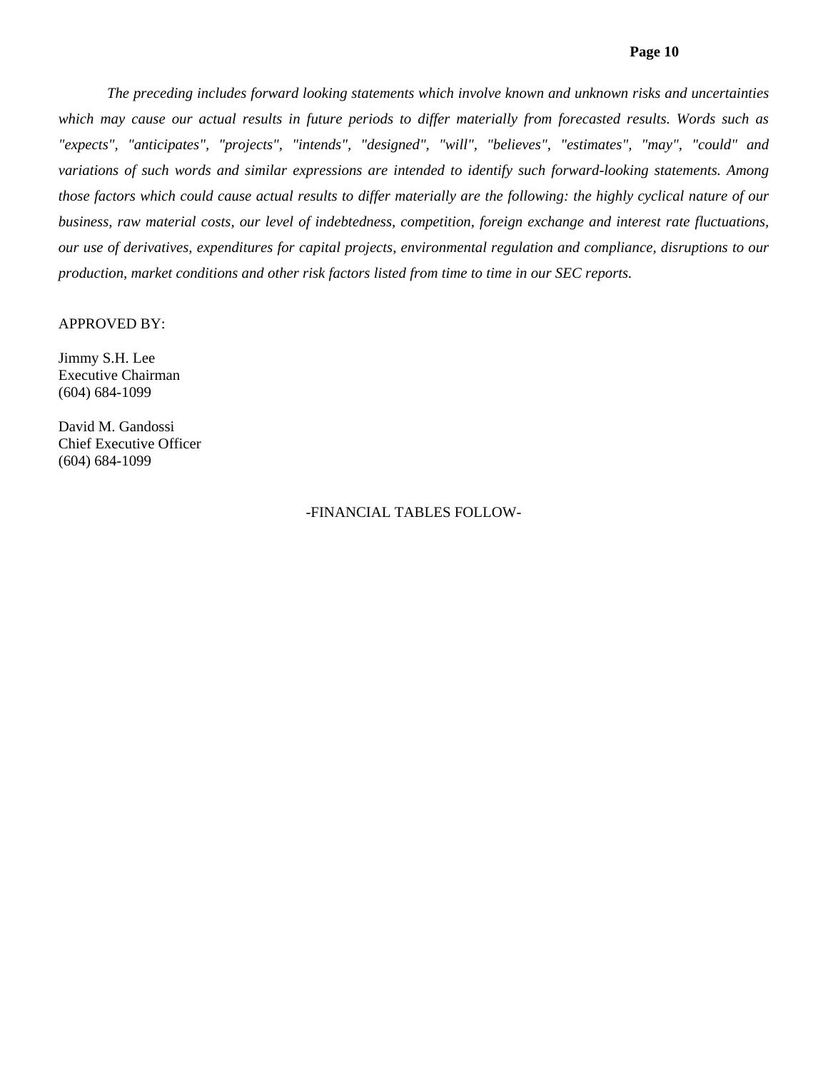*The preceding includes forward looking statements which involve known and unknown risks and uncertainties which may cause our actual results in future periods to differ materially from forecasted results. Words such as "expects", "anticipates", "projects", "intends", "designed", "will", "believes", "estimates", "may", "could" and variations of such words and similar expressions are intended to identify such forward-looking statements. Among those factors which could cause actual results to differ materially are the following: the highly cyclical nature of our business, raw material costs, our level of indebtedness, competition, foreign exchange and interest rate fluctuations, our use of derivatives, expenditures for capital projects, environmental regulation and compliance, disruptions to our production, market conditions and other risk factors listed from time to time in our SEC reports.*

APPROVED BY:

Jimmy S.H. Lee
Executive Chairman
(604) 684-1099

David M. Gandossi
Chief Executive Officer
(604) 684-1099

-FINANCIAL TABLES FOLLOW-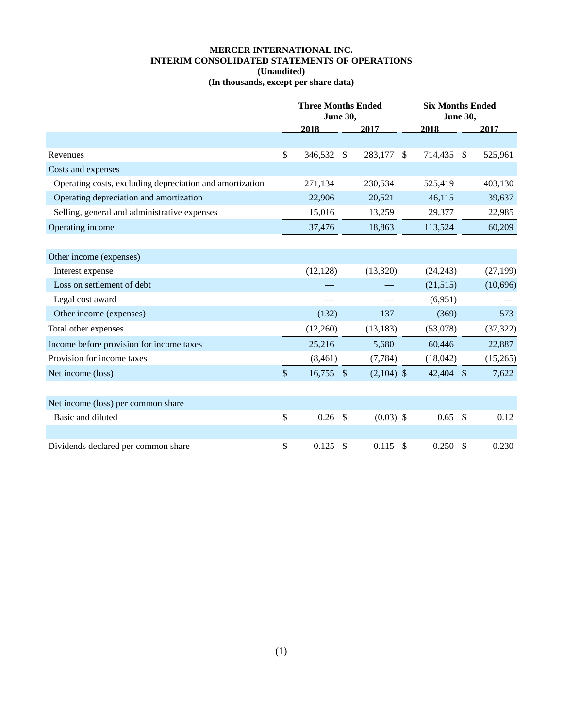# MERCER INTERNATIONAL INC.
## INTERIM CONSOLIDATED STATEMENTS OF OPERATIONS
### (Unaudited)
### (In thousands, except per share data)

| | Three Months Ended June 30, | | Six Months Ended June 30, | |
|---|---|---|---|---|
| | 2018 | 2017 | 2018 | 2017 |
| Revenues | $ 346,532 | $ 283,177 | $ 714,435 | $ 525,961 |
| Costs and expenses | | | | |
| Operating costs, excluding depreciation and amortization | 271,134 | 230,534 | 525,419 | 403,130 |
| Operating depreciation and amortization | 22,906 | 20,521 | 46,115 | 39,637 |
| Selling, general and administrative expenses | 15,016 | 13,259 | 29,377 | 22,985 |
| Operating income | 37,476 | 18,863 | 113,524 | 60,209 |
| Other income (expenses) | | | | |
| Interest expense | (12,128) | (13,320) | (24,243) | (27,199) |
| Loss on settlement of debt | — | — | (21,515) | (10,696) |
| Legal cost award | — | — | (6,951) | — |
| Other income (expenses) | (132) | 137 | (369) | 573 |
| Total other expenses | (12,260) | (13,183) | (53,078) | (37,322) |
| Income before provision for income taxes | 25,216 | 5,680 | 60,446 | 22,887 |
| Provision for income taxes | (8,461) | (7,784) | (18,042) | (15,265) |
| Net income (loss) | $ 16,755 | $ (2,104) | $ 42,404 | $ 7,622 |
| Net income (loss) per common share | | | | |
| Basic and diluted | $ 0.26 | $ (0.03) | $ 0.65 | $ 0.12 |
| Dividends declared per common share | $ 0.125 | $ 0.115 | $ 0.250 | $ 0.230 |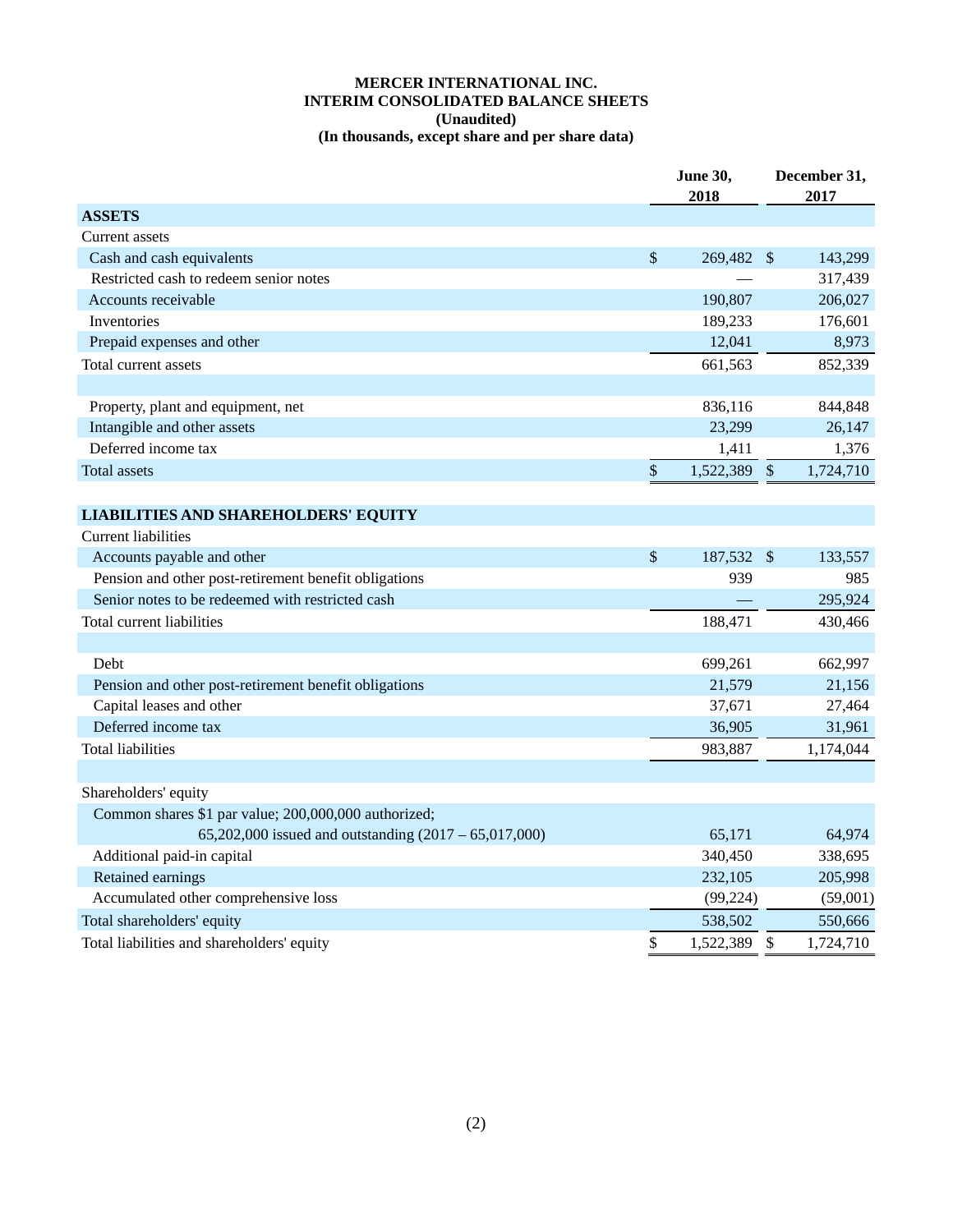**MERCER INTERNATIONAL INC.**
**INTERIM CONSOLIDATED BALANCE SHEETS**
**(Unaudited)**
**(In thousands, except share and per share data)**

| | June 30, 2018 | December 31, 2017 |
|---|---|---|
| **ASSETS** | | |
| Current assets | | |
| Cash and cash equivalents | $ 269,482 | $ 143,299 |
| Restricted cash to redeem senior notes | — | 317,439 |
| Accounts receivable | 190,807 | 206,027 |
| Inventories | 189,233 | 176,601 |
| Prepaid expenses and other | 12,041 | 8,973 |
| Total current assets | 661,563 | 852,339 |
| | | |
| Property, plant and equipment, net | 836,116 | 844,848 |
| Intangible and other assets | 23,299 | 26,147 |
| Deferred income tax | 1,411 | 1,376 |
| Total assets | $ 1,522,389 | $ 1,724,710 |
| | | |
| **LIABILITIES AND SHAREHOLDERS' EQUITY** | | |
| Current liabilities | | |
| Accounts payable and other | $ 187,532 | $ 133,557 |
| Pension and other post-retirement benefit obligations | 939 | 985 |
| Senior notes to be redeemed with restricted cash | — | 295,924 |
| Total current liabilities | 188,471 | 430,466 |
| | | |
| Debt | 699,261 | 662,997 |
| Pension and other post-retirement benefit obligations | 21,579 | 21,156 |
| Capital leases and other | 37,671 | 27,464 |
| Deferred income tax | 36,905 | 31,961 |
| Total liabilities | 983,887 | 1,174,044 |
| | | |
| Shareholders' equity | | |
| Common shares $1 par value; 200,000,000 authorized; 65,202,000 issued and outstanding (2017 – 65,017,000) | 65,171 | 64,974 |
| Additional paid-in capital | 340,450 | 338,695 |
| Retained earnings | 232,105 | 205,998 |
| Accumulated other comprehensive loss | (99,224) | (59,001) |
| Total shareholders' equity | 538,502 | 550,666 |
| Total liabilities and shareholders' equity | $ 1,522,389 | $ 1,724,710 |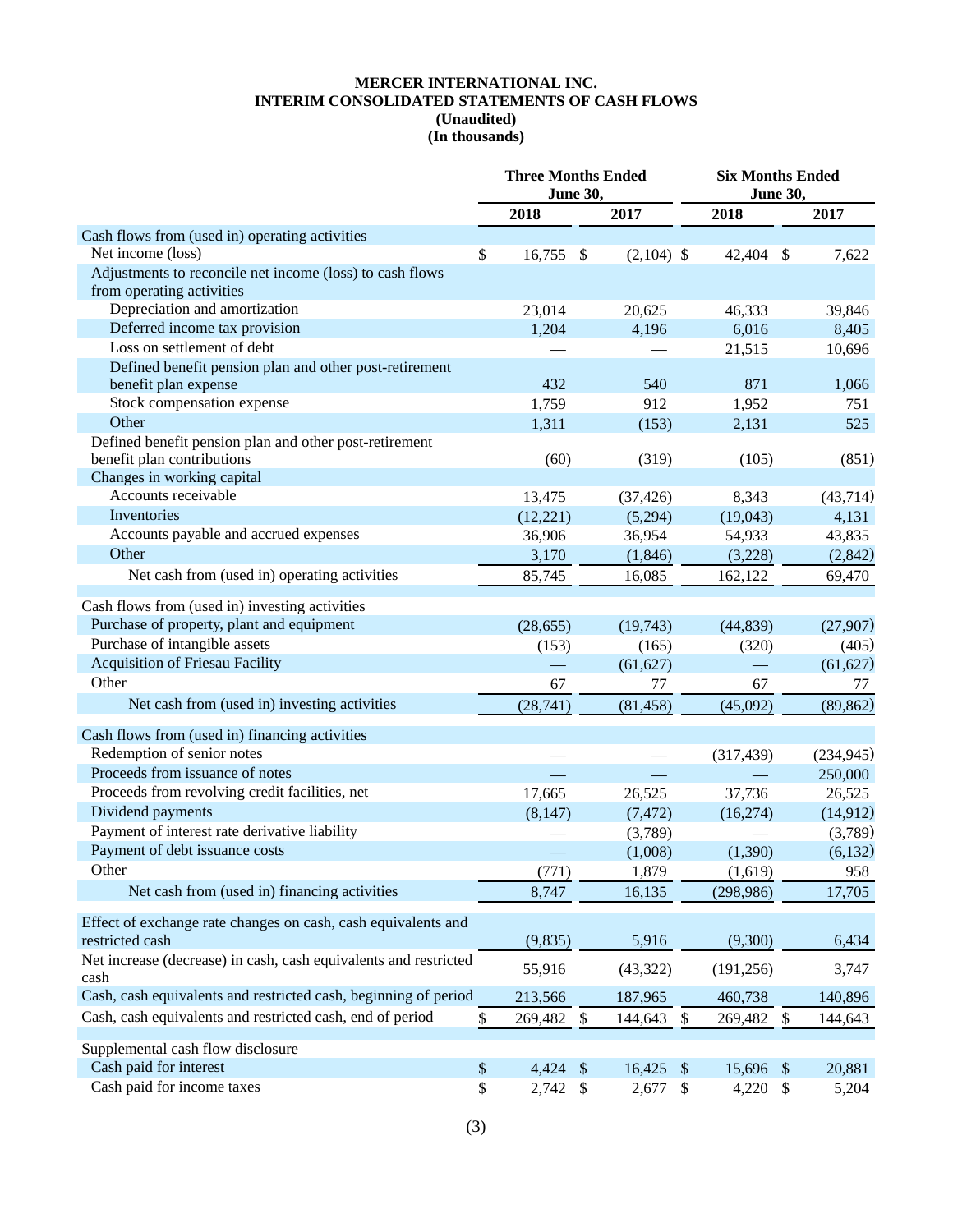**MERCER INTERNATIONAL INC.**
**INTERIM CONSOLIDATED STATEMENTS OF CASH FLOWS**
**(Unaudited)**
**(In thousands)**

| | Three Months Ended June 30, | | Six Months Ended June 30, | |
|---|---|---|---|---|
| | 2018 | 2017 | 2018 | 2017 |
| Cash flows from (used in) operating activities | | | | |
| Net income (loss) | $ 16,755 | $ (2,104) | $ 42,404 | $ 7,622 |
| Adjustments to reconcile net income (loss) to cash flows from operating activities | | | | |
| Depreciation and amortization | 23,014 | 20,625 | 46,333 | 39,846 |
| Deferred income tax provision | 1,204 | 4,196 | 6,016 | 8,405 |
| Loss on settlement of debt | — | — | 21,515 | 10,696 |
| Defined benefit pension plan and other post-retirement benefit plan expense | 432 | 540 | 871 | 1,066 |
| Stock compensation expense | 1,759 | 912 | 1,952 | 751 |
| Other | 1,311 | (153) | 2,131 | 525 |
| Defined benefit pension plan and other post-retirement benefit plan contributions | (60) | (319) | (105) | (851) |
| Changes in working capital | | | | |
| Accounts receivable | 13,475 | (37,426) | 8,343 | (43,714) |
| Inventories | (12,221) | (5,294) | (19,043) | 4,131 |
| Accounts payable and accrued expenses | 36,906 | 36,954 | 54,933 | 43,835 |
| Other | 3,170 | (1,846) | (3,228) | (2,842) |
| Net cash from (used in) operating activities | 85,745 | 16,085 | 162,122 | 69,470 |
| Cash flows from (used in) investing activities | | | | |
| Purchase of property, plant and equipment | (28,655) | (19,743) | (44,839) | (27,907) |
| Purchase of intangible assets | (153) | (165) | (320) | (405) |
| Acquisition of Friesau Facility | — | (61,627) | — | (61,627) |
| Other | 67 | 77 | 67 | 77 |
| Net cash from (used in) investing activities | (28,741) | (81,458) | (45,092) | (89,862) |
| Cash flows from (used in) financing activities | | | | |
| Redemption of senior notes | — | — | (317,439) | (234,945) |
| Proceeds from issuance of notes | — | — | — | 250,000 |
| Proceeds from revolving credit facilities, net | 17,665 | 26,525 | 37,736 | 26,525 |
| Dividend payments | (8,147) | (7,472) | (16,274) | (14,912) |
| Payment of interest rate derivative liability | — | (3,789) | — | (3,789) |
| Payment of debt issuance costs | — | (1,008) | (1,390) | (6,132) |
| Other | (771) | 1,879 | (1,619) | 958 |
| Net cash from (used in) financing activities | 8,747 | 16,135 | (298,986) | 17,705 |
| Effect of exchange rate changes on cash, cash equivalents and restricted cash | (9,835) | 5,916 | (9,300) | 6,434 |
| Net increase (decrease) in cash, cash equivalents and restricted cash | 55,916 | (43,322) | (191,256) | 3,747 |
| Cash, cash equivalents and restricted cash, beginning of period | 213,566 | 187,965 | 460,738 | 140,896 |
| Cash, cash equivalents and restricted cash, end of period | $ 269,482 | $ 144,643 | $ 269,482 | $ 144,643 |
| Supplemental cash flow disclosure | | | | |
| Cash paid for interest | $ 4,424 | $ 16,425 | $ 15,696 | $ 20,881 |
| Cash paid for income taxes | $ 2,742 | $ 2,677 | $ 4,220 | $ 5,204 |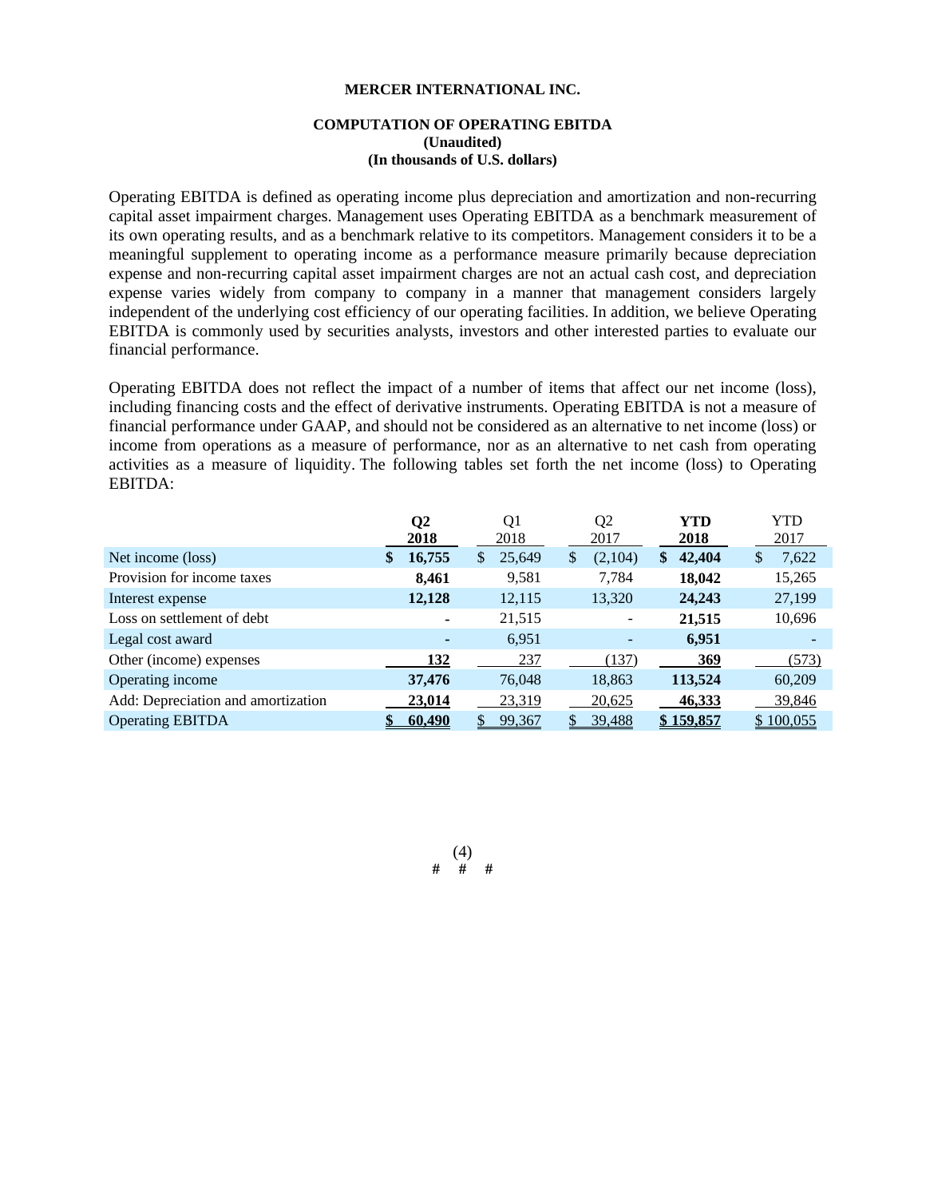**MERCER INTERNATIONAL INC.**

**COMPUTATION OF OPERATING EBITDA**
**(Unaudited)**
**(In thousands of U.S. dollars)**

Operating EBITDA is defined as operating income plus depreciation and amortization and non-recurring capital asset impairment charges. Management uses Operating EBITDA as a benchmark measurement of its own operating results, and as a benchmark relative to its competitors. Management considers it to be a meaningful supplement to operating income as a performance measure primarily because depreciation expense and non-recurring capital asset impairment charges are not an actual cash cost, and depreciation expense varies widely from company to company in a manner that management considers largely independent of the underlying cost efficiency of our operating facilities. In addition, we believe Operating EBITDA is commonly used by securities analysts, investors and other interested parties to evaluate our financial performance.

Operating EBITDA does not reflect the impact of a number of items that affect our net income (loss), including financing costs and the effect of derivative instruments. Operating EBITDA is not a measure of financial performance under GAAP, and should not be considered as an alternative to net income (loss) or income from operations as a measure of performance, nor as an alternative to net cash from operating activities as a measure of liquidity. The following tables set forth the net income (loss) to Operating EBITDA:

| | **Q2 2018** | Q1 2018 | Q2 2017 | **YTD 2018** | YTD 2017 |
|---|---|---|---|---|---|
| Net income (loss) | **$ 16,755** | $ 25,649 | $ (2,104) | **$ 42,404** | $ 7,622 |
| Provision for income taxes | **8,461** | 9,581 | 7,784 | **18,042** | 15,265 |
| Interest expense | **12,128** | 12,115 | 13,320 | **24,243** | 27,199 |
| Loss on settlement of debt | **-** | 21,515 | - | **21,515** | 10,696 |
| Legal cost award | **-** | 6,951 | - | **6,951** | - |
| Other (income) expenses | **132** | 237 | (137) | **369** | (573) |
| Operating income | **37,476** | 76,048 | 18,863 | **113,524** | 60,209 |
| Add: Depreciation and amortization | **23,014** | 23,319 | 20,625 | **46,333** | 39,846 |
| Operating EBITDA | **$ 60,490** | $ 99,367 | $ 39,488 | **$ 159,857** | $ 100,055 |

# # #